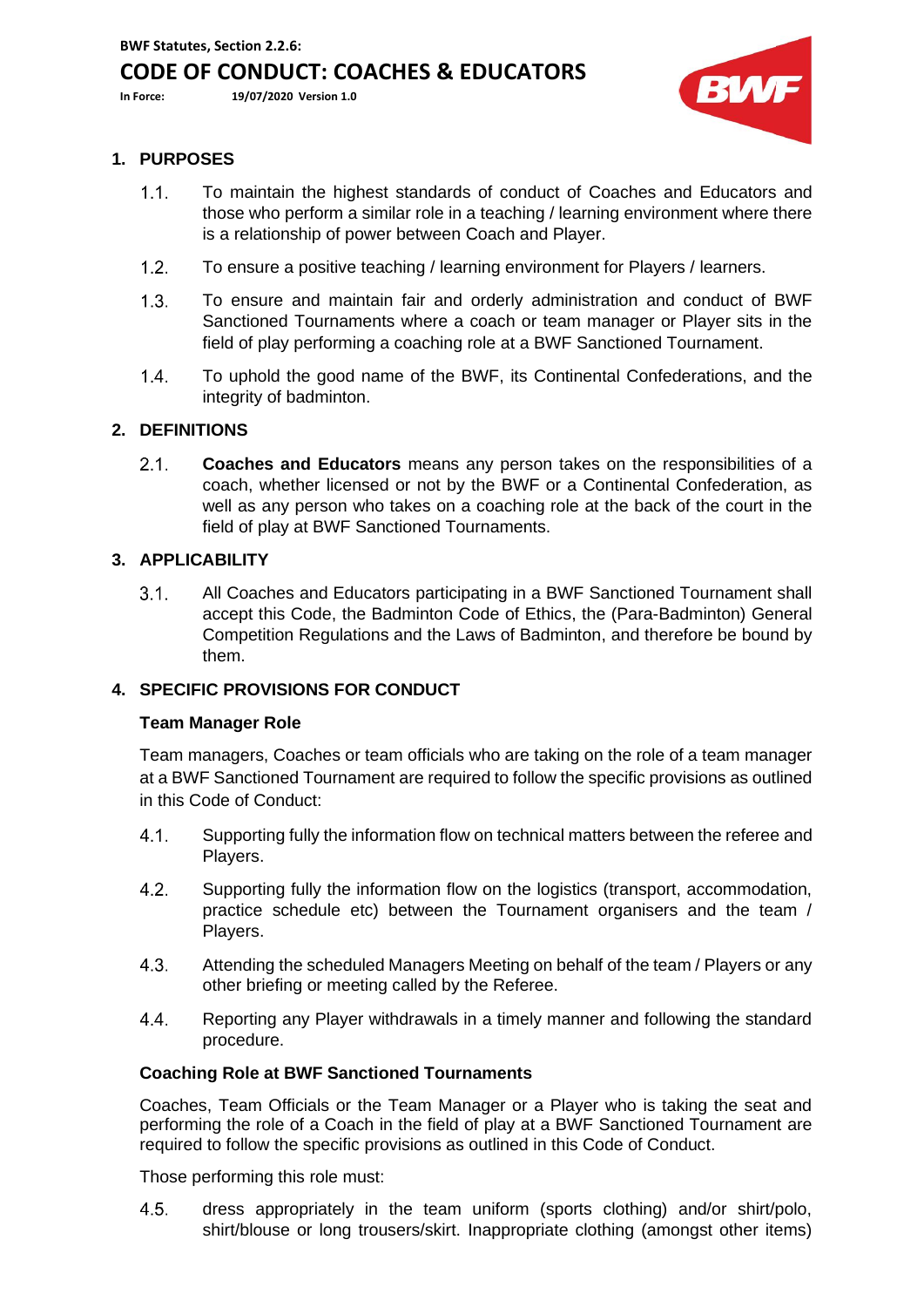**BWF Statutes, Section 2.2.6:**

# CODE OF CONDUCT: COACHES & EDUCATORS

**In Force:** 19/07/2020 Version 1.0

## 1. PURPOSES

1.1. To maintain the highest standards of conduct of Coaches and Educators and those who perform a similar role in a teaching / learning environment where there is a relationship of power between Coach and Player.

1.2. To ensure a positive teaching / learning environment for Players / learners.

1.3. To ensure and maintain fair and orderly administration and conduct of BWF Sanctioned Tournaments where a coach or team manager or Player sits in the field of play performing a coaching role at a BWF Sanctioned Tournament.

1.4. To uphold the good name of the BWF, its Continental Confederations, and the integrity of badminton.

## 2. DEFINITIONS

2.1. **Coaches and Educators** means any person takes on the responsibilities of a coach, whether licensed or not by the BWF or a Continental Confederation, as well as any person who takes on a coaching role at the back of the court in the field of play at BWF Sanctioned Tournaments.

## 3. APPLICABILITY

3.1. All Coaches and Educators participating in a BWF Sanctioned Tournament shall accept this Code, the Badminton Code of Ethics, the (Para-Badminton) General Competition Regulations and the Laws of Badminton, and therefore be bound by them.

## 4. SPECIFIC PROVISIONS FOR CONDUCT

### Team Manager Role

Team managers, Coaches or team officials who are taking on the role of a team manager at a BWF Sanctioned Tournament are required to follow the specific provisions as outlined in this Code of Conduct:

4.1. Supporting fully the information flow on technical matters between the referee and Players.

4.2. Supporting fully the information flow on the logistics (transport, accommodation, practice schedule etc) between the Tournament organisers and the team / Players.

4.3. Attending the scheduled Managers Meeting on behalf of the team / Players or any other briefing or meeting called by the Referee.

4.4. Reporting any Player withdrawals in a timely manner and following the standard procedure.

### Coaching Role at BWF Sanctioned Tournaments

Coaches, Team Officials or the Team Manager or a Player who is taking the seat and performing the role of a Coach in the field of play at a BWF Sanctioned Tournament are required to follow the specific provisions as outlined in this Code of Conduct.

Those performing this role must:

4.5. dress appropriately in the team uniform (sports clothing) and/or shirt/polo, shirt/blouse or long trousers/skirt. Inappropriate clothing (amongst other items)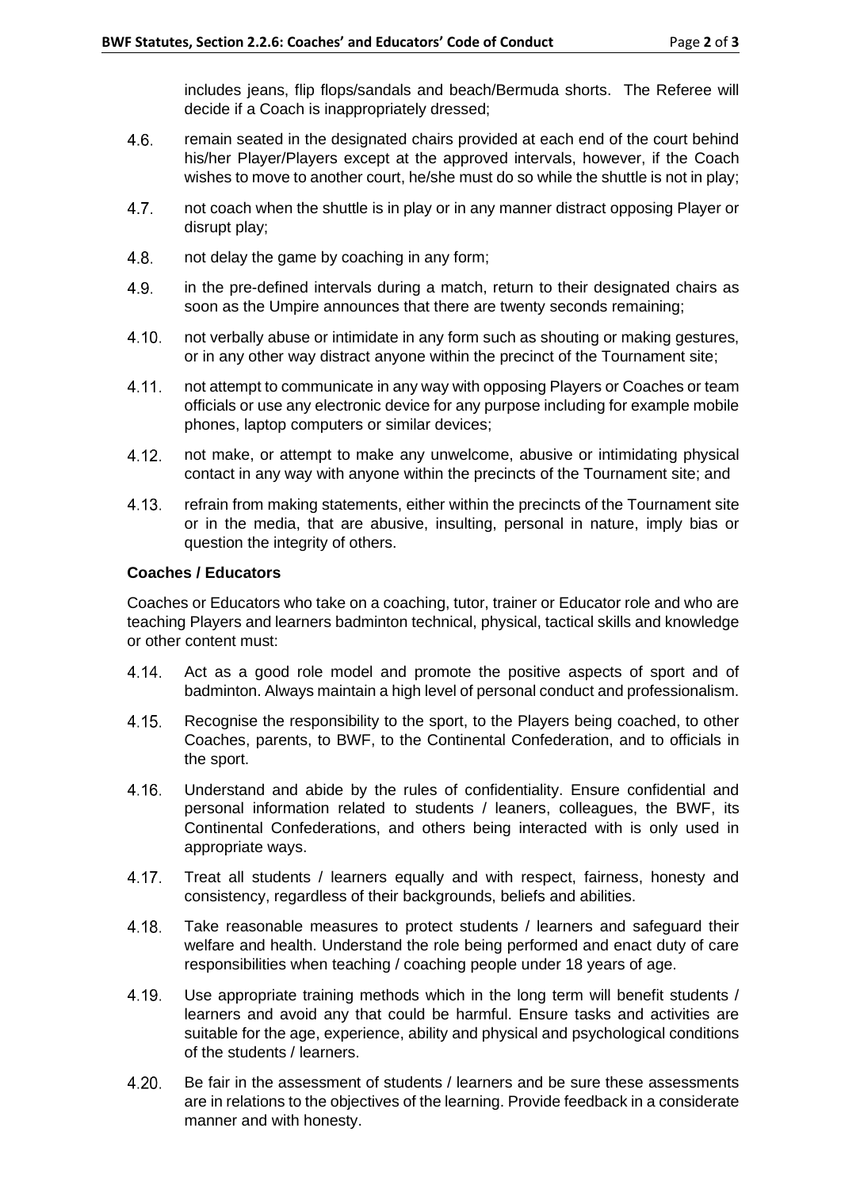includes jeans, flip flops/sandals and beach/Bermuda shorts. The Referee will decide if a Coach is inappropriately dressed;

4.6. remain seated in the designated chairs provided at each end of the court behind his/her Player/Players except at the approved intervals, however, if the Coach wishes to move to another court, he/she must do so while the shuttle is not in play;

4.7. not coach when the shuttle is in play or in any manner distract opposing Player or disrupt play;

4.8. not delay the game by coaching in any form;

4.9. in the pre-defined intervals during a match, return to their designated chairs as soon as the Umpire announces that there are twenty seconds remaining;

4.10. not verbally abuse or intimidate in any form such as shouting or making gestures, or in any other way distract anyone within the precinct of the Tournament site;

4.11. not attempt to communicate in any way with opposing Players or Coaches or team officials or use any electronic device for any purpose including for example mobile phones, laptop computers or similar devices;

4.12. not make, or attempt to make any unwelcome, abusive or intimidating physical contact in any way with anyone within the precincts of the Tournament site; and

4.13. refrain from making statements, either within the precincts of the Tournament site or in the media, that are abusive, insulting, personal in nature, imply bias or question the integrity of others.

**Coaches / Educators**

Coaches or Educators who take on a coaching, tutor, trainer or Educator role and who are teaching Players and learners badminton technical, physical, tactical skills and knowledge or other content must:

4.14. Act as a good role model and promote the positive aspects of sport and of badminton. Always maintain a high level of personal conduct and professionalism.

4.15. Recognise the responsibility to the sport, to the Players being coached, to other Coaches, parents, to BWF, to the Continental Confederation, and to officials in the sport.

4.16. Understand and abide by the rules of confidentiality. Ensure confidential and personal information related to students / leaners, colleagues, the BWF, its Continental Confederations, and others being interacted with is only used in appropriate ways.

4.17. Treat all students / learners equally and with respect, fairness, honesty and consistency, regardless of their backgrounds, beliefs and abilities.

4.18. Take reasonable measures to protect students / learners and safeguard their welfare and health. Understand the role being performed and enact duty of care responsibilities when teaching / coaching people under 18 years of age.

4.19. Use appropriate training methods which in the long term will benefit students / learners and avoid any that could be harmful. Ensure tasks and activities are suitable for the age, experience, ability and physical and psychological conditions of the students / learners.

4.20. Be fair in the assessment of students / learners and be sure these assessments are in relations to the objectives of the learning. Provide feedback in a considerate manner and with honesty.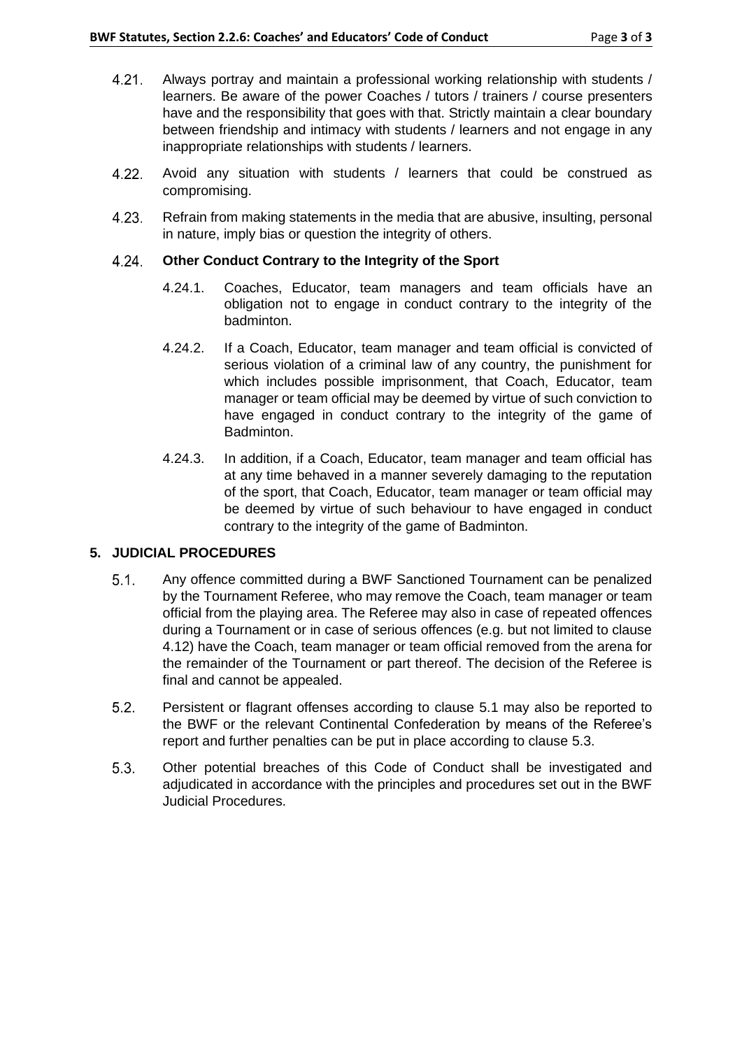4.21. Always portray and maintain a professional working relationship with students / learners. Be aware of the power Coaches / tutors / trainers / course presenters have and the responsibility that goes with that. Strictly maintain a clear boundary between friendship and intimacy with students / learners and not engage in any inappropriate relationships with students / learners.

4.22. Avoid any situation with students / learners that could be construed as compromising.

4.23. Refrain from making statements in the media that are abusive, insulting, personal in nature, imply bias or question the integrity of others.

4.24. **Other Conduct Contrary to the Integrity of the Sport**

4.24.1. Coaches, Educator, team managers and team officials have an obligation not to engage in conduct contrary to the integrity of the badminton.

4.24.2. If a Coach, Educator, team manager and team official is convicted of serious violation of a criminal law of any country, the punishment for which includes possible imprisonment, that Coach, Educator, team manager or team official may be deemed by virtue of such conviction to have engaged in conduct contrary to the integrity of the game of Badminton.

4.24.3. In addition, if a Coach, Educator, team manager and team official has at any time behaved in a manner severely damaging to the reputation of the sport, that Coach, Educator, team manager or team official may be deemed by virtue of such behaviour to have engaged in conduct contrary to the integrity of the game of Badminton.

## 5. JUDICIAL PROCEDURES

5.1. Any offence committed during a BWF Sanctioned Tournament can be penalized by the Tournament Referee, who may remove the Coach, team manager or team official from the playing area. The Referee may also in case of repeated offences during a Tournament or in case of serious offences (e.g. but not limited to clause 4.12) have the Coach, team manager or team official removed from the arena for the remainder of the Tournament or part thereof. The decision of the Referee is final and cannot be appealed.

5.2. Persistent or flagrant offenses according to clause 5.1 may also be reported to the BWF or the relevant Continental Confederation by means of the Referee's report and further penalties can be put in place according to clause 5.3.

5.3. Other potential breaches of this Code of Conduct shall be investigated and adjudicated in accordance with the principles and procedures set out in the BWF Judicial Procedures.